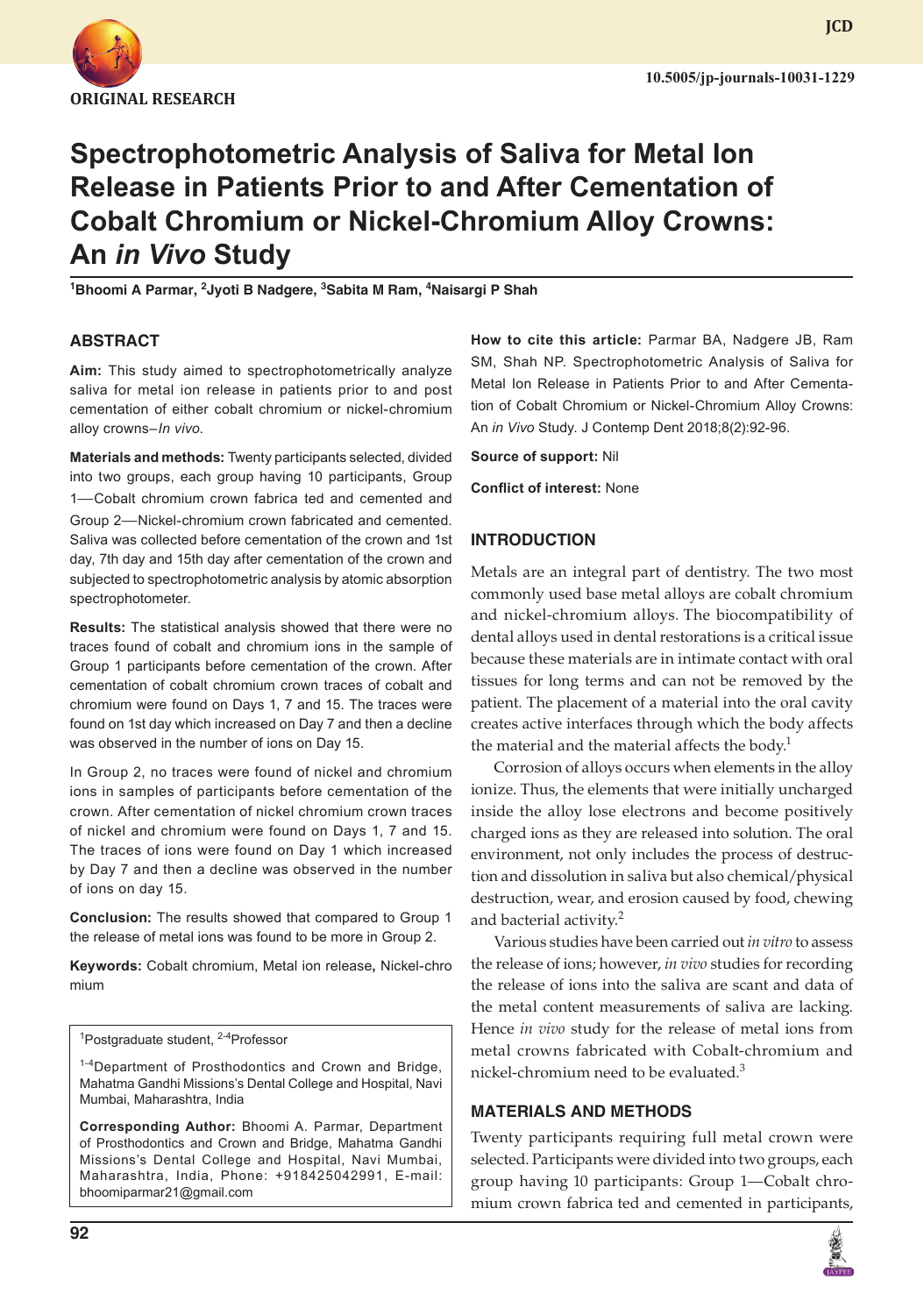ORIGINAL RESEARCH

10.5005/jp-journals-10031-1229

# Spectrophotometric Analysis of Saliva for Metal Ion Release in Patients Prior to and After Cementation of Cobalt Chromium or Nickel-Chromium Alloy Crowns: An *in Vivo* Study

[1]Bhoomi A Parmar, [2]Jyoti B Nadgere, [3]Sabita M Ram, [4]Naisargi P Shah

## ABSTRACT

**Aim:** This study aimed to spectrophotometrically analyze saliva for metal ion release in patients prior to and post cementation of either cobalt chromium or nickel-chromium alloy crowns–*In vivo*.

**Materials and methods:** Twenty participants selected, divided into two groups, each group having 10 participants, Group 1—Cobalt chromium crown fabrica ted and cemented and Group 2—Nickel-chromium crown fabricated and cemented. Saliva was collected before cementation of the crown and 1st day, 7th day and 15th day after cementation of the crown and subjected to spectrophotometric analysis by atomic absorption spectrophotometer.

**Results:** The statistical analysis showed that there were no traces found of cobalt and chromium ions in the sample of Group 1 participants before cementation of the crown. After cementation of cobalt chromium crown traces of cobalt and chromium were found on Days 1, 7 and 15. The traces were found on 1st day which increased on Day 7 and then a decline was observed in the number of ions on Day 15.

In Group 2, no traces were found of nickel and chromium ions in samples of participants before cementation of the crown. After cementation of nickel chromium crown traces of nickel and chromium were found on Days 1, 7 and 15. The traces of ions were found on Day 1 which increased by Day 7 and then a decline was observed in the number of ions on day 15.

**Conclusion:** The results showed that compared to Group 1 the release of metal ions was found to be more in Group 2.

**Keywords:** Cobalt chromium, Metal ion release, Nickel-chromium

[1]Postgraduate student, [2-4]Professor

[1-4]Department of Prosthodontics and Crown and Bridge, Mahatma Gandhi Missions's Dental College and Hospital, Navi Mumbai, Maharashtra, India

**Corresponding Author:** Bhoomi A. Parmar, Department of Prosthodontics and Crown and Bridge, Mahatma Gandhi Missions's Dental College and Hospital, Navi Mumbai, Maharashtra, India, Phone: +918425042991, E-mail: bhoomiparmar21@gmail.com

**How to cite this article:** Parmar BA, Nadgere JB, Ram SM, Shah NP. Spectrophotometric Analysis of Saliva for Metal Ion Release in Patients Prior to and After Cementation of Cobalt Chromium or Nickel-Chromium Alloy Crowns: An *in Vivo* Study. J Contemp Dent 2018;8(2):92-96.

**Source of support:** Nil

**Conflict of interest:** None

## INTRODUCTION

Metals are an integral part of dentistry. The two most commonly used base metal alloys are cobalt chromium and nickel-chromium alloys. The biocompatibility of dental alloys used in dental restorations is a critical issue because these materials are in intimate contact with oral tissues for long terms and can not be removed by the patient. The placement of a material into the oral cavity creates active interfaces through which the body affects the material and the material affects the body.[1]

Corrosion of alloys occurs when elements in the alloy ionize. Thus, the elements that were initially uncharged inside the alloy lose electrons and become positively charged ions as they are released into solution. The oral environment, not only includes the process of destruction and dissolution in saliva but also chemical/physical destruction, wear, and erosion caused by food, chewing and bacterial activity.[2]

Various studies have been carried out *in vitro* to assess the release of ions; however, *in vivo* studies for recording the release of ions into the saliva are scant and data of the metal content measurements of saliva are lacking. Hence *in vivo* study for the release of metal ions from metal crowns fabricated with Cobalt-chromium and nickel-chromium need to be evaluated.[3]

## MATERIALS AND METHODS

Twenty participants requiring full metal crown were selected. Participants were divided into two groups, each group having 10 participants: Group 1—Cobalt chromium crown fabrica ted and cemented in participants,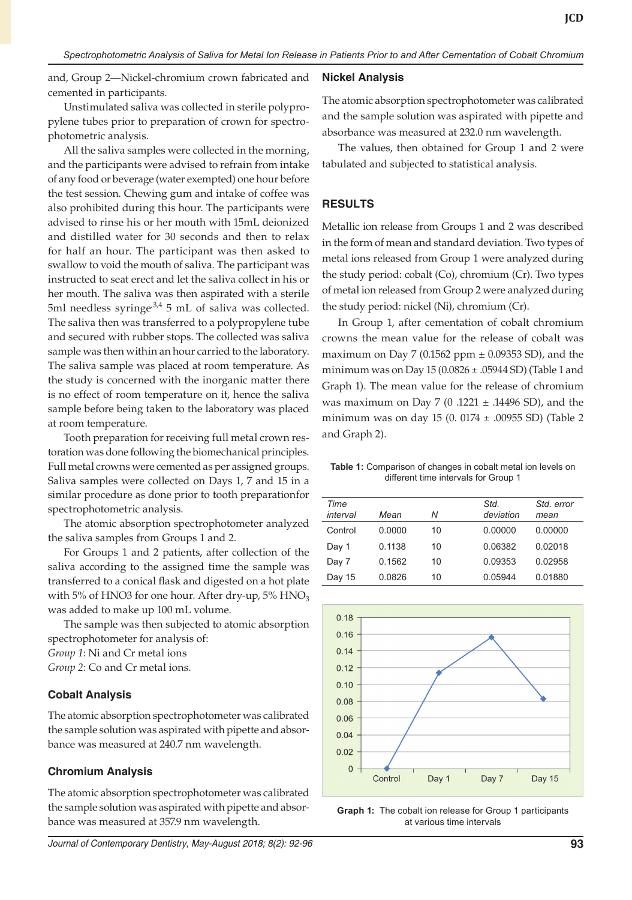and, Group 2—Nickel-chromium crown fabricated and cemented in participants.

Unstimulated saliva was collected in sterile polypropylene tubes prior to preparation of crown for spectrophotometric analysis.

All the saliva samples were collected in the morning, and the participants were advised to refrain from intake of any food or beverage (water exempted) one hour before the test session. Chewing gum and intake of coffee was also prohibited during this hour. The participants were advised to rinse his or her mouth with 15mL deionized and distilled water for 30 seconds and then to relax for half an hour. The participant was then asked to swallow to void the mouth of saliva. The participant was instructed to seat erect and let the saliva collect in his or her mouth. The saliva was then aspirated with a sterile 5ml needless syringe[3,4] 5 mL of saliva was collected. The saliva then was transferred to a polypropylene tube and secured with rubber stops. The collected was saliva sample was then within an hour carried to the laboratory. The saliva sample was placed at room temperature. As the study is concerned with the inorganic matter there is no effect of room temperature on it, hence the saliva sample before being taken to the laboratory was placed at room temperature.

Tooth preparation for receiving full metal crown restoration was done following the biomechanical principles. Full metal crowns were cemented as per assigned groups. Saliva samples were collected on Days 1, 7 and 15 in a similar procedure as done prior to tooth preparationfor spectrophotometric analysis.

The atomic absorption spectrophotometer analyzed the saliva samples from Groups 1 and 2.

For Groups 1 and 2 patients, after collection of the saliva according to the assigned time the sample was transferred to a conical flask and digested on a hot plate with 5% of HNO3 for one hour. After dry-up, 5% $HNO_3$ was added to make up 100 mL volume.

The sample was then subjected to atomic absorption spectrophotometer for analysis of:
*Group 1*: Ni and Cr metal ions
*Group 2*: Co and Cr metal ions.

### Cobalt Analysis

The atomic absorption spectrophotometer was calibrated the sample solution was aspirated with pipette and absorbance was measured at 240.7 nm wavelength.

### Chromium Analysis

The atomic absorption spectrophotometer was calibrated the sample solution was aspirated with pipette and absorbance was measured at 357.9 nm wavelength.

### Nickel Analysis

The atomic absorption spectrophotometer was calibrated and the sample solution was aspirated with pipette and absorbance was measured at 232.0 nm wavelength.

The values, then obtained for Group 1 and 2 were tabulated and subjected to statistical analysis.

## RESULTS

Metallic ion release from Groups 1 and 2 was described in the form of mean and standard deviation. Two types of metal ions released from Group 1 were analyzed during the study period: cobalt (Co), chromium (Cr). Two types of metal ion released from Group 2 were analyzed during the study period: nickel (Ni), chromium (Cr).

In Group 1, after cementation of cobalt chromium crowns the mean value for the release of cobalt was maximum on Day 7 (0.1562 ppm ± 0.09353 SD), and the minimum was on Day 15 (0.0826 ± .05944 SD) (Table 1 and Graph 1). The mean value for the release of chromium was maximum on Day 7 (0 .1221 ± .14496 SD), and the minimum was on day 15 (0. 0174 ± .00955 SD) (Table 2 and Graph 2).

**Table 1:** Comparison of changes in cobalt metal ion levels on different time intervals for Group 1

| Time interval | Mean | N | Std. deviation | Std. error mean |
|---|---|---|---|---|
| Control | 0.0000 | 10 | 0.00000 | 0.00000 |
| Day 1 | 0.1138 | 10 | 0.06382 | 0.02018 |
| Day 7 | 0.1562 | 10 | 0.09353 | 0.02958 |
| Day 15 | 0.0826 | 10 | 0.05944 | 0.01880 |

**Graph 1:** The cobalt ion release for Group 1 participants at various time intervals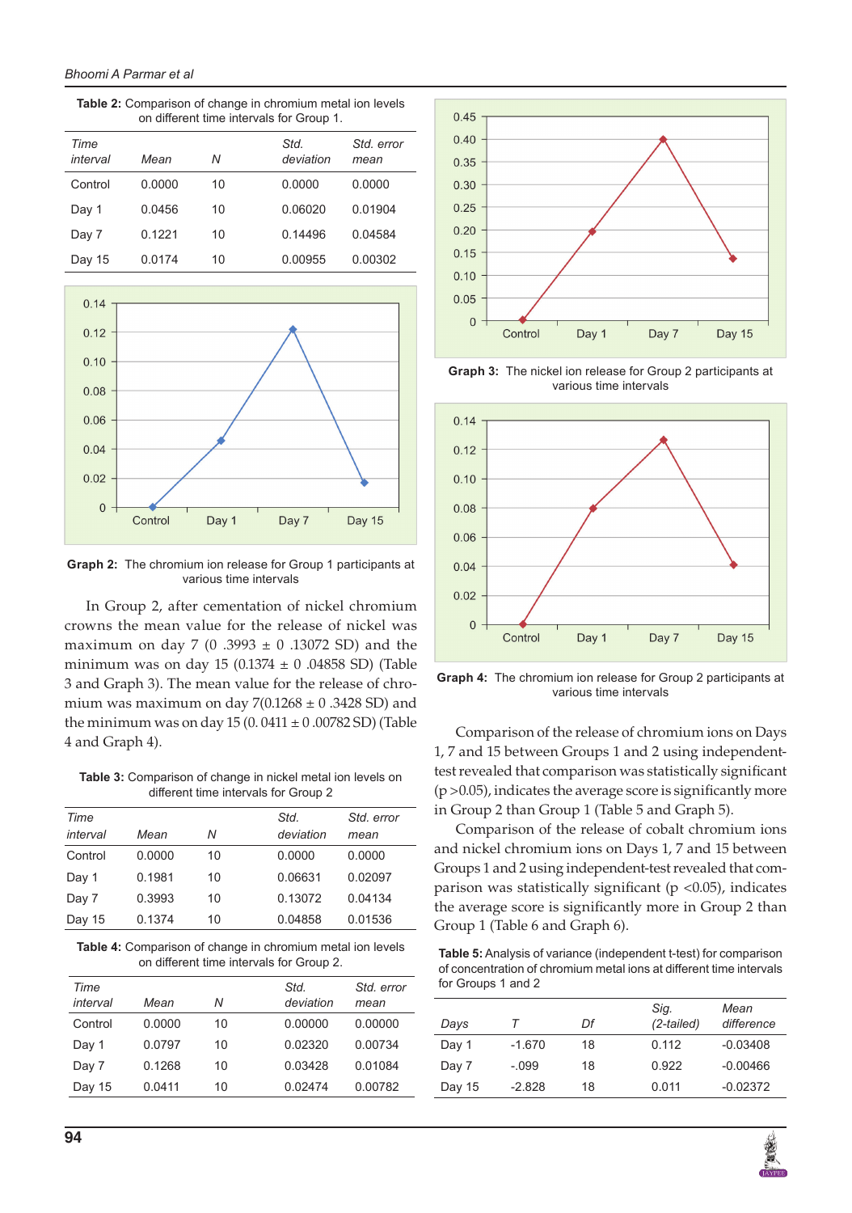**Table 2:** Comparison of change in chromium metal ion levels on different time intervals for Group 1.

| *Time interval* | *Mean* | *N* | *Std. deviation* | *Std. error mean* |
|---|---|---|---|---|
| Control | 0.0000 | 10 | 0.0000 | 0.0000 |
| Day 1 | 0.0456 | 10 | 0.06020 | 0.01904 |
| Day 7 | 0.1221 | 10 | 0.14496 | 0.04584 |
| Day 15 | 0.0174 | 10 | 0.00955 | 0.00302 |

**Graph 2:** The chromium ion release for Group 1 participants at various time intervals

In Group 2, after cementation of nickel chromium crowns the mean value for the release of nickel was maximum on day 7 (0 .3993 ± 0 .13072 SD) and the minimum was on day 15 (0.1374 ± 0 .04858 SD) (Table 3 and Graph 3). The mean value for the release of chromium was maximum on day 7(0.1268 ± 0 .3428 SD) and the minimum was on day 15 (0. 0411 ± 0 .00782 SD) (Table 4 and Graph 4).

**Table 3:** Comparison of change in nickel metal ion levels on different time intervals for Group 2

| *Time interval* | *Mean* | *N* | *Std. deviation* | *Std. error mean* |
|---|---|---|---|---|
| Control | 0.0000 | 10 | 0.0000 | 0.0000 |
| Day 1 | 0.1981 | 10 | 0.06631 | 0.02097 |
| Day 7 | 0.3993 | 10 | 0.13072 | 0.04134 |
| Day 15 | 0.1374 | 10 | 0.04858 | 0.01536 |

**Table 4:** Comparison of change in chromium metal ion levels on different time intervals for Group 2.

| *Time interval* | *Mean* | *N* | *Std. deviation* | *Std. error mean* |
|---|---|---|---|---|
| Control | 0.0000 | 10 | 0.00000 | 0.00000 |
| Day 1 | 0.0797 | 10 | 0.02320 | 0.00734 |
| Day 7 | 0.1268 | 10 | 0.03428 | 0.01084 |
| Day 15 | 0.0411 | 10 | 0.02474 | 0.00782 |

**Graph 3:** The nickel ion release for Group 2 participants at various time intervals

**Graph 4:** The chromium ion release for Group 2 participants at various time intervals

Comparison of the release of chromium ions on Days 1, 7 and 15 between Groups 1 and 2 using independent-test revealed that comparison was statistically significant ($p > 0.05$), indicates the average score is significantly more in Group 2 than Group 1 (Table 5 and Graph 5).

Comparison of the release of cobalt chromium ions and nickel chromium ions on Days 1, 7 and 15 between Groups 1 and 2 using independent-test revealed that comparison was statistically significant ($p < 0.05$), indicates the average score is significantly more in Group 2 than Group 1 (Table 6 and Graph 6).

**Table 5:** Analysis of variance (independent t-test) for comparison of concentration of chromium metal ions at different time intervals for Groups 1 and 2

| *Days* | *T* | *Df* | *Sig. (2-tailed)* | *Mean difference* |
|---|---|---|---|---|
| Day 1 | -1.670 | 18 | 0.112 | -0.03408 |
| Day 7 | -.099 | 18 | 0.922 | -0.00466 |
| Day 15 | -2.828 | 18 | 0.011 | -0.02372 |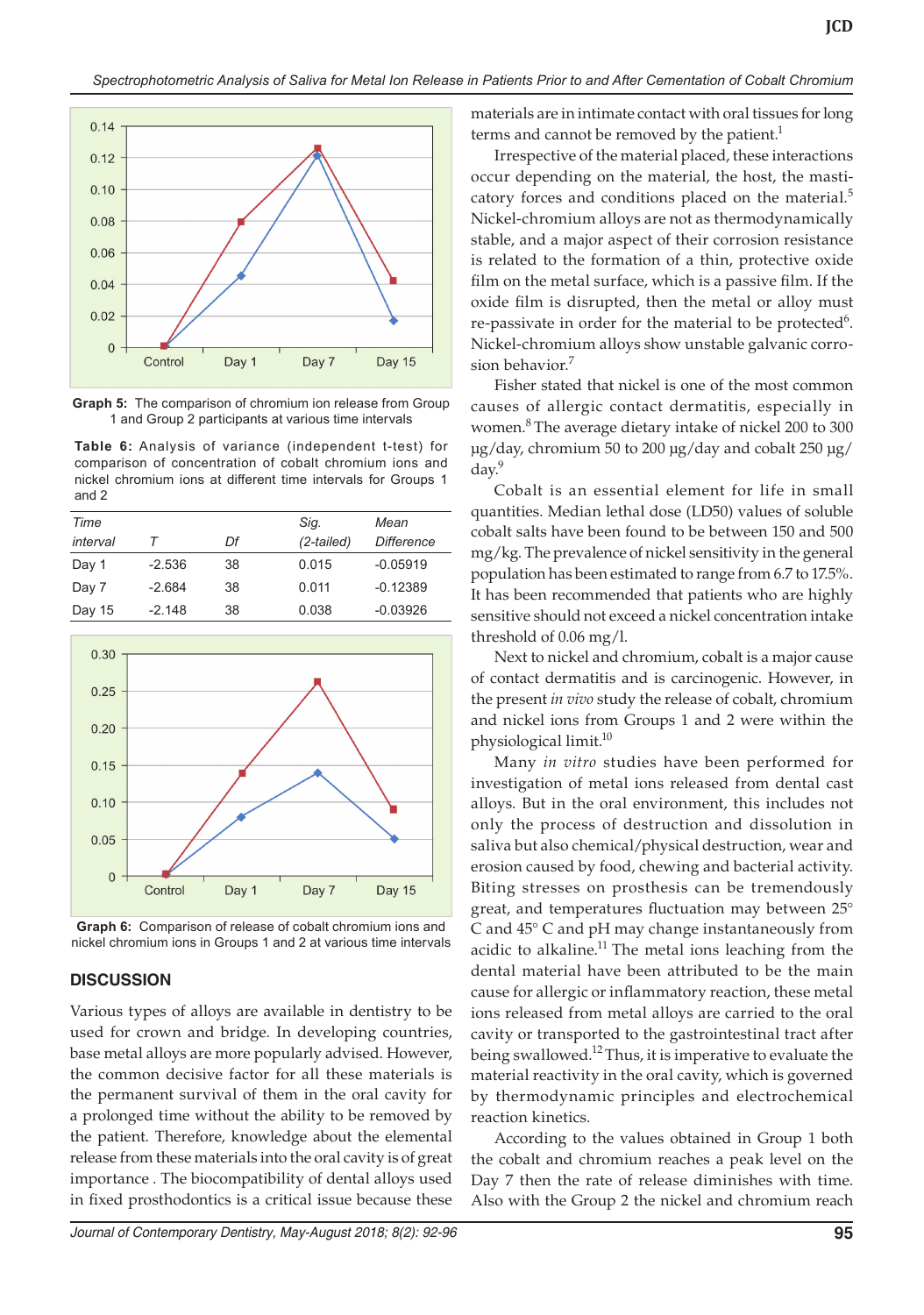Graph 5: The comparison of chromium ion release from Group 1 and Group 2 participants at various time intervals

**Table 6:** Analysis of variance (independent t-test) for comparison of concentration of cobalt chromium ions and nickel chromium ions at different time intervals for Groups 1 and 2

| *Time interval* | *T* | *Df* | *Sig. (2-tailed)* | *Mean Difference* |
|---|---|---|---|---|
| Day 1 | -2.536 | 38 | 0.015 | -0.05919 |
| Day 7 | -2.684 | 38 | 0.011 | -0.12389 |
| Day 15 | -2.148 | 38 | 0.038 | -0.03926 |

Graph 6: Comparison of release of cobalt chromium ions and nickel chromium ions in Groups 1 and 2 at various time intervals

## DISCUSSION

Various types of alloys are available in dentistry to be used for crown and bridge. In developing countries, base metal alloys are more popularly advised. However, the common decisive factor for all these materials is the permanent survival of them in the oral cavity for a prolonged time without the ability to be removed by the patient. Therefore, knowledge about the elemental release from these materials into the oral cavity is of great importance . The biocompatibility of dental alloys used in fixed prosthodontics is a critical issue because these materials are in intimate contact with oral tissues for long terms and cannot be removed by the patient.[1]

Irrespective of the material placed, these interactions occur depending on the material, the host, the masticatory forces and conditions placed on the material.[5] Nickel-chromium alloys are not as thermodynamically stable, and a major aspect of their corrosion resistance is related to the formation of a thin, protective oxide film on the metal surface, which is a passive film. If the oxide film is disrupted, then the metal or alloy must re-passivate in order for the material to be protected[6]. Nickel-chromium alloys show unstable galvanic corrosion behavior.[7]

Fisher stated that nickel is one of the most common causes of allergic contact dermatitis, especially in women.[8] The average dietary intake of nickel 200 to 300 µg/day, chromium 50 to 200 µg/day and cobalt 250 µg/day.[9]

Cobalt is an essential element for life in small quantities. Median lethal dose (LD50) values of soluble cobalt salts have been found to be between 150 and 500 mg/kg. The prevalence of nickel sensitivity in the general population has been estimated to range from 6.7 to 17.5%. It has been recommended that patients who are highly sensitive should not exceed a nickel concentration intake threshold of 0.06 mg/l.

Next to nickel and chromium, cobalt is a major cause of contact dermatitis and is carcinogenic. However, in the present *in vivo* study the release of cobalt, chromium and nickel ions from Groups 1 and 2 were within the physiological limit.[10]

Many *in vitro* studies have been performed for investigation of metal ions released from dental cast alloys. But in the oral environment, this includes not only the process of destruction and dissolution in saliva but also chemical/physical destruction, wear and erosion caused by food, chewing and bacterial activity. Biting stresses on prosthesis can be tremendously great, and temperatures fluctuation may between 25° C and 45° C and pH may change instantaneously from acidic to alkaline.[11] The metal ions leaching from the dental material have been attributed to be the main cause for allergic or inflammatory reaction, these metal ions released from metal alloys are carried to the oral cavity or transported to the gastrointestinal tract after being swallowed.[12] Thus, it is imperative to evaluate the material reactivity in the oral cavity, which is governed by thermodynamic principles and electrochemical reaction kinetics.

According to the values obtained in Group 1 both the cobalt and chromium reaches a peak level on the Day 7 then the rate of release diminishes with time. Also with the Group 2 the nickel and chromium reach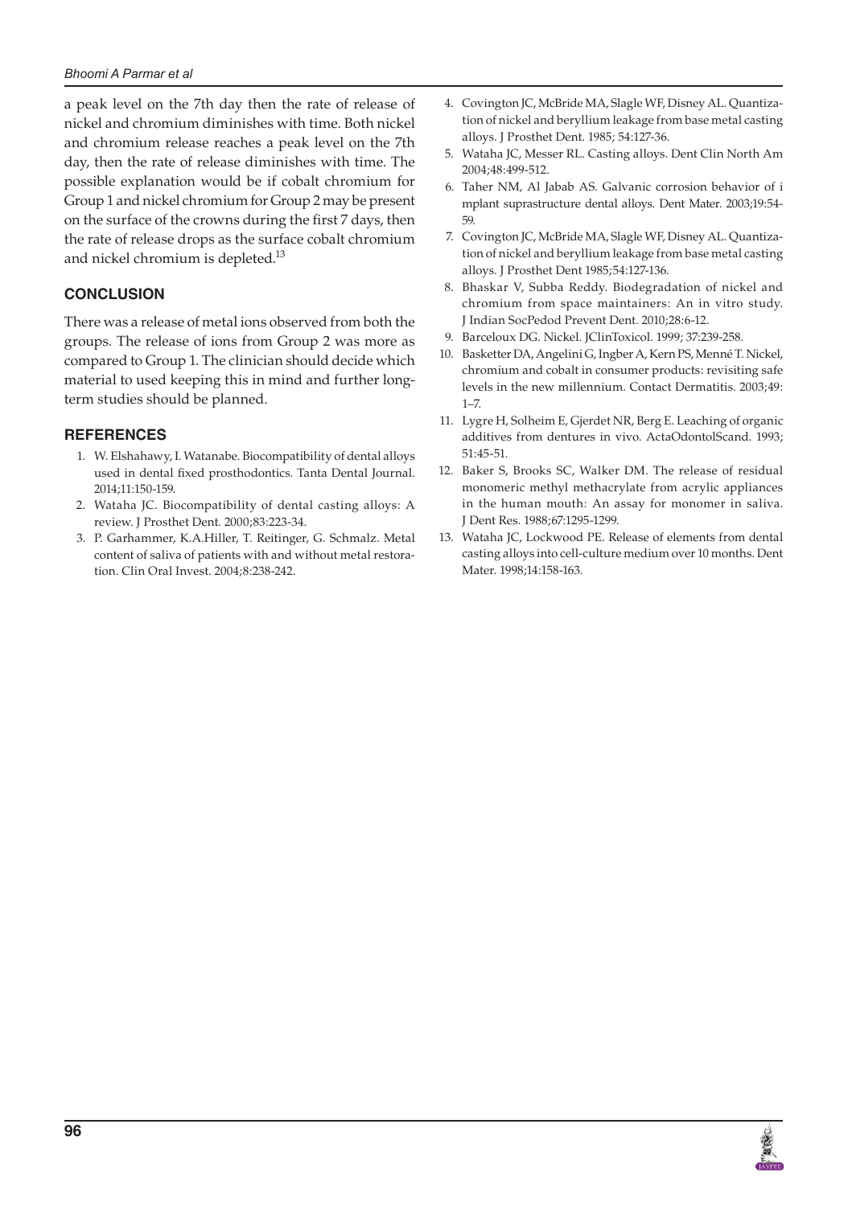a peak level on the 7th day then the rate of release of nickel and chromium diminishes with time. Both nickel and chromium release reaches a peak level on the 7th day, then the rate of release diminishes with time. The possible explanation would be if cobalt chromium for Group 1 and nickel chromium for Group 2 may be present on the surface of the crowns during the first 7 days, then the rate of release drops as the surface cobalt chromium and nickel chromium is depleted.[13]

## CONCLUSION

There was a release of metal ions observed from both the groups. The release of ions from Group 2 was more as compared to Group 1. The clinician should decide which material to used keeping this in mind and further long-term studies should be planned.

## REFERENCES

1. W. Elshahawy, I. Watanabe. Biocompatibility of dental alloys used in dental fixed prosthodontics. Tanta Dental Journal. 2014;11:150-159.
2. Wataha JC. Biocompatibility of dental casting alloys: A review. J Prosthet Dent. 2000;83:223-34.
3. P. Garhammer, K.A.Hiller, T. Reitinger, G. Schmalz. Metal content of saliva of patients with and without metal restoration. Clin Oral Invest. 2004;8:238-242.
4. Covington JC, McBride MA, Slagle WF, Disney AL. Quantization of nickel and beryllium leakage from base metal casting alloys. J Prosthet Dent. 1985; 54:127-36.
5. Wataha JC, Messer RL. Casting alloys. Dent Clin North Am 2004;48:499-512.
6. Taher NM, Al Jabab AS. Galvanic corrosion behavior of i mplant suprastructure dental alloys. Dent Mater. 2003;19:54-59.
7. Covington JC, McBride MA, Slagle WF, Disney AL. Quantization of nickel and beryllium leakage from base metal casting alloys. J Prosthet Dent 1985;54:127-136.
8. Bhaskar V, Subba Reddy. Biodegradation of nickel and chromium from space maintainers: An in vitro study. J Indian SocPedod Prevent Dent. 2010;28:6-12.
9. Barceloux DG. Nickel. JClinToxicol. 1999; 37:239-258.
10. Basketter DA, Angelini G, Ingber A, Kern PS, Menné T. Nickel, chromium and cobalt in consumer products: revisiting safe levels in the new millennium. Contact Dermatitis. 2003;49: 1–7.
11. Lygre H, Solheim E, Gjerdet NR, Berg E. Leaching of organic additives from dentures in vivo. ActaOdontolScand. 1993; 51:45-51.
12. Baker S, Brooks SC, Walker DM. The release of residual monomeric methyl methacrylate from acrylic appliances in the human mouth: An assay for monomer in saliva. J Dent Res. 1988;67:1295-1299.
13. Wataha JC, Lockwood PE. Release of elements from dental casting alloys into cell-culture medium over 10 months. Dent Mater. 1998;14:158-163.